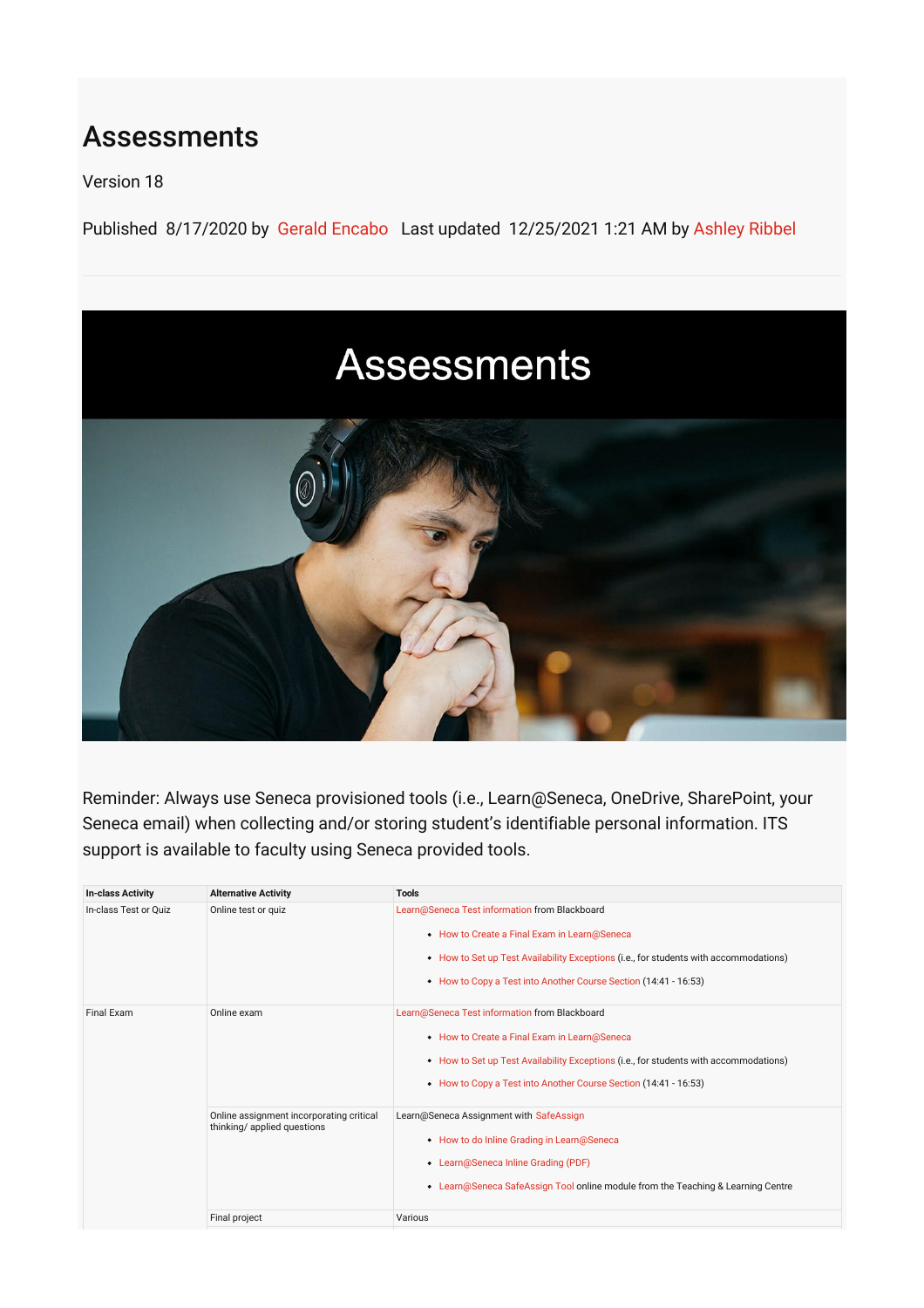# Assessments

Version 18

Published 8/17/2020 by Gerald Encabo Last updated 12/25/2021 1:21 AM by Ashley Ribbel

## Assessments

Reminder: Always use Seneca provisioned tools (i.e., Learn@Seneca, OneDrive, SharePoint, your Seneca email) when collecting and/or storing student's identifiable personal information. ITS support is available to faculty using Seneca provided tools.

| In-class Activity | Alternative Activity | Tools |
|---|---|---|
| In-class Test or Quiz | Online test or quiz | Learn@Seneca Test information from Blackboard<br>• How to Create a Final Exam in Learn@Seneca<br>• How to Set up Test Availability Exceptions (i.e., for students with accommodations)<br>• How to Copy a Test into Another Course Section (14:41 - 16:53) |
| Final Exam | Online exam | Learn@Seneca Test information from Blackboard<br>• How to Create a Final Exam in Learn@Seneca<br>• How to Set up Test Availability Exceptions (i.e., for students with accommodations)<br>• How to Copy a Test into Another Course Section (14:41 - 16:53) |
| | Online assignment incorporating critical thinking/ applied questions | Learn@Seneca Assignment with SafeAssign<br>• How to do Inline Grading in Learn@Seneca<br>• Learn@Seneca Inline Grading (PDF)<br>• Learn@Seneca SafeAssign Tool online module from the Teaching & Learning Centre |
| | Final project | Various |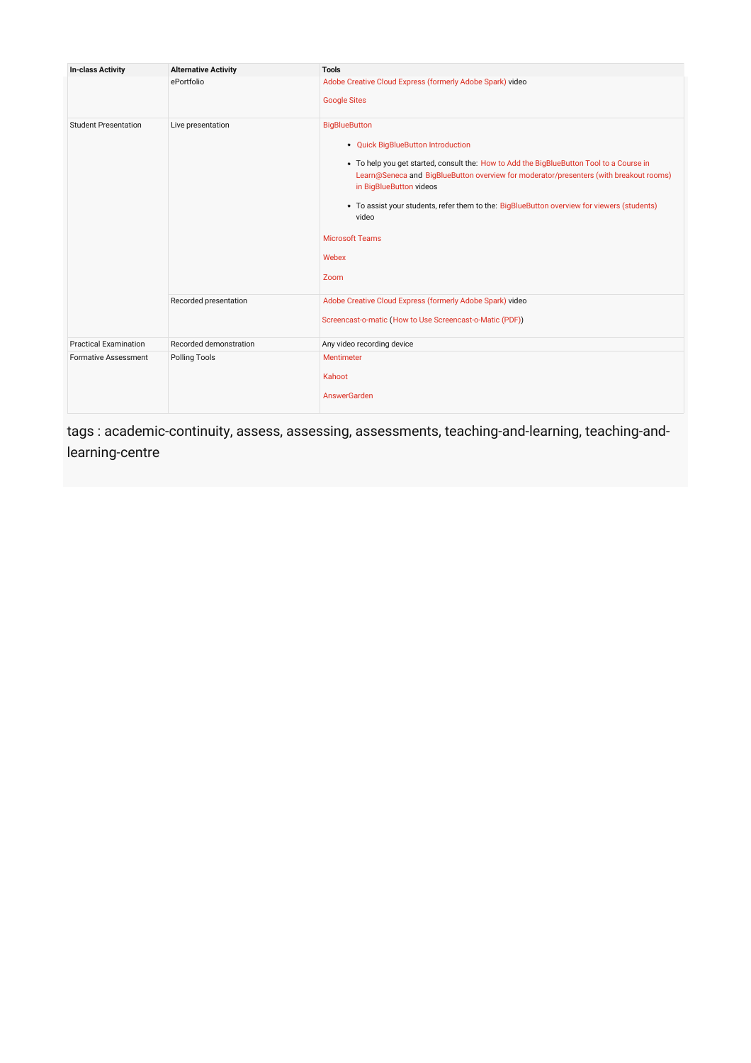| In-class Activity | Alternative Activity | Tools |
| --- | --- | --- |
| | ePortfolio | Adobe Creative Cloud Express (formerly Adobe Spark) video<br><br>Google Sites |
| Student Presentation | Live presentation | BigBlueButton<br><br>• Quick BigBlueButton Introduction<br>• To help you get started, consult the: How to Add the BigBlueButton Tool to a Course in Learn@Seneca and BigBlueButton overview for moderator/presenters (with breakout rooms) in BigBlueButton videos<br>• To assist your students, refer them to the: BigBlueButton overview for viewers (students) video<br><br>Microsoft Teams<br><br>Webex<br><br>Zoom |
| | Recorded presentation | Adobe Creative Cloud Express (formerly Adobe Spark) video<br><br>Screencast-o-matic (How to Use Screencast-o-Matic (PDF)) |
| Practical Examination | Recorded demonstration | Any video recording device |
| Formative Assessment | Polling Tools | Mentimeter<br><br>Kahoot<br><br>AnswerGarden |

tags : academic-continuity, assess, assessing, assessments, teaching-and-learning, teaching-and-learning-centre